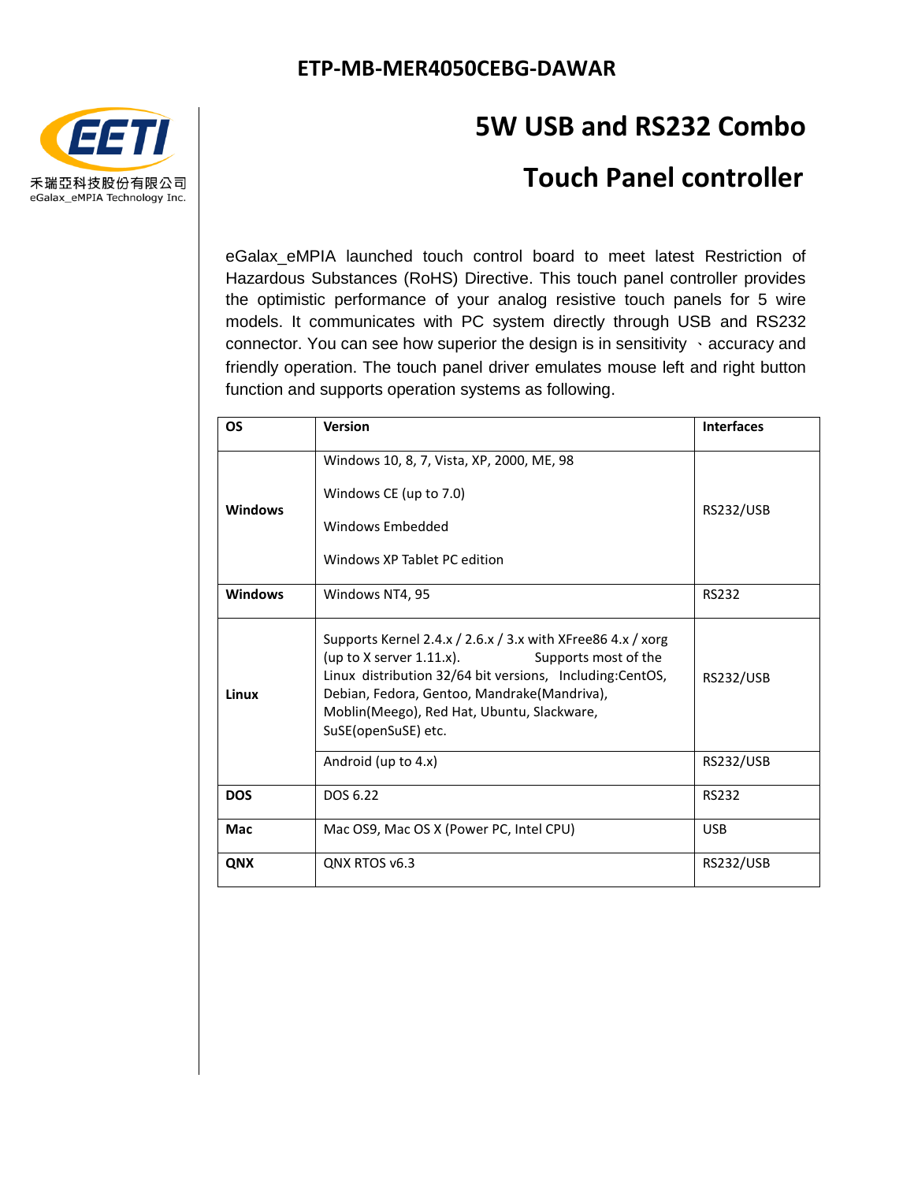# ETP-MB-MER4050CEBG-DAWAR

禾瑞亞科技股份有限公司
eGalax_eMPIA Technology Inc.

## 5W USB and RS232 Combo Touch Panel controller

eGalax_eMPIA launched touch control board to meet latest Restriction of Hazardous Substances (RoHS) Directive. This touch panel controller provides the optimistic performance of your analog resistive touch panels for 5 wire models. It communicates with PC system directly through USB and RS232 connector. You can see how superior the design is in sensitivity 、accuracy and friendly operation. The touch panel driver emulates mouse left and right button function and supports operation systems as following.

| OS | Version | Interfaces |
|---|---|---|
| Windows | Windows 10, 8, 7, Vista, XP, 2000, ME, 98<br>Windows CE (up to 7.0)<br>Windows Embedded<br>Windows XP Tablet PC edition | RS232/USB |
| Windows | Windows NT4, 95 | RS232 |
| Linux | Supports Kernel 2.4.x / 2.6.x / 3.x with XFree86 4.x / xorg (up to X server 1.11.x). Supports most of the Linux distribution 32/64 bit versions, Including:CentOS, Debian, Fedora, Gentoo, Mandrake(Mandriva), Moblin(Meego), Red Hat, Ubuntu, Slackware, SuSE(openSuSE) etc. | RS232/USB |
| | Android (up to 4.x) | RS232/USB |
| DOS | DOS 6.22 | RS232 |
| Mac | Mac OS9, Mac OS X (Power PC, Intel CPU) | USB |
| QNX | QNX RTOS v6.3 | RS232/USB |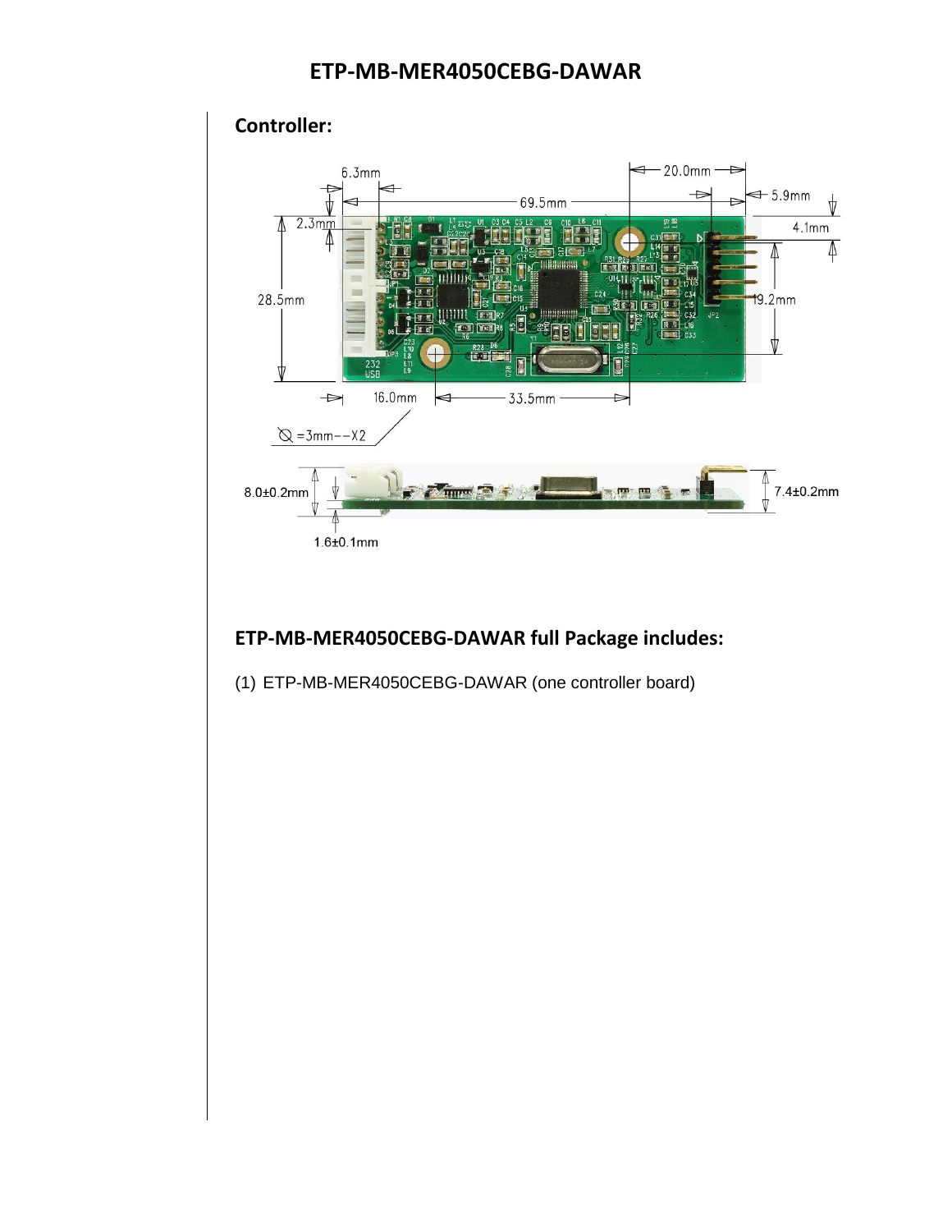# ETP-MB-MER4050CEBG-DAWAR

## Controller:

## ETP-MB-MER4050CEBG-DAWAR full Package includes:

(1) ETP-MB-MER4050CEBG-DAWAR (one controller board)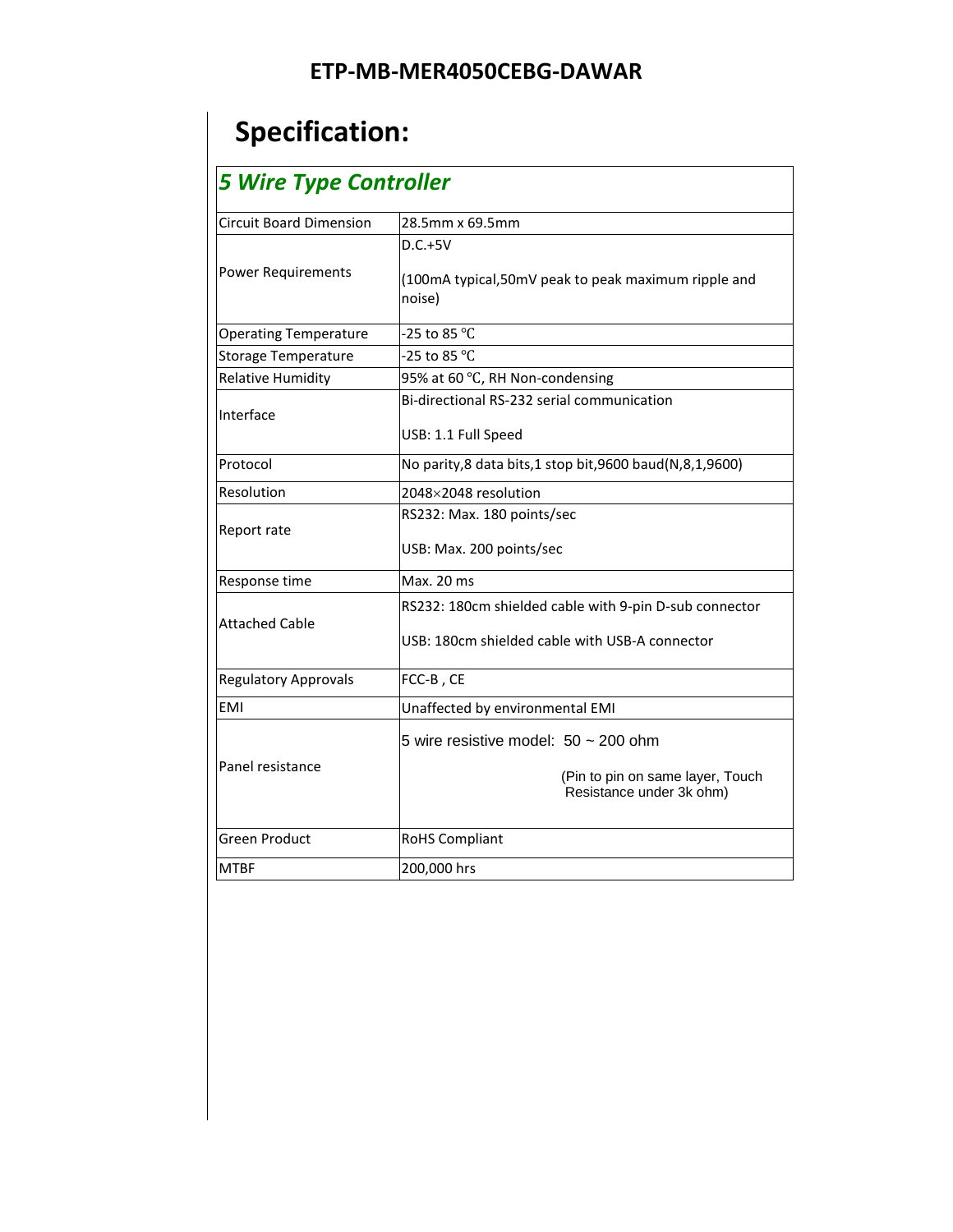ETP-MB-MER4050CEBG-DAWAR

# Specification:

| *5 Wire Type Controller* | |
|---|---|
| Circuit Board Dimension | 28.5mm x 69.5mm |
| Power Requirements | D.C.+5V<br><br>(100mA typical,50mV peak to peak maximum ripple and noise) |
| Operating Temperature | -25 to 85 ℃ |
| Storage Temperature | -25 to 85 ℃ |
| Relative Humidity | 95% at 60 ℃, RH Non-condensing |
| Interface | Bi-directional RS-232 serial communication<br><br>USB: 1.1 Full Speed |
| Protocol | No parity,8 data bits,1 stop bit,9600 baud(N,8,1,9600) |
| Resolution | 2048×2048 resolution |
| Report rate | RS232: Max. 180 points/sec<br><br>USB: Max. 200 points/sec |
| Response time | Max. 20 ms |
| Attached Cable | RS232: 180cm shielded cable with 9-pin D-sub connector<br><br>USB: 180cm shielded cable with USB-A connector |
| Regulatory Approvals | FCC-B , CE |
| EMI | Unaffected by environmental EMI |
| Panel resistance | 5 wire resistive model: 50 ~ 200 ohm<br><br>(Pin to pin on same layer, Touch Resistance under 3k ohm) |
| Green Product | RoHS Compliant |
| MTBF | 200,000 hrs |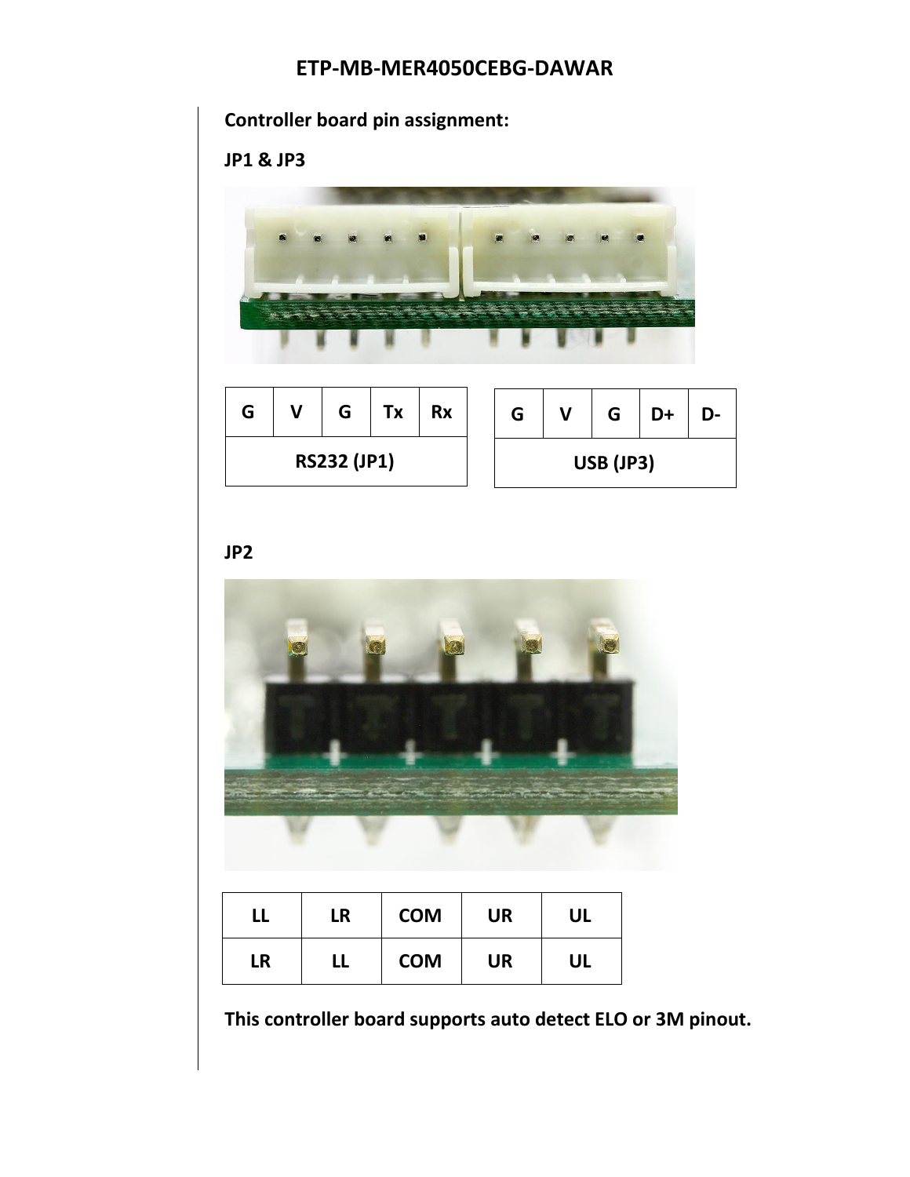# ETP-MB-MER4050CEBG-DAWAR

**Controller board pin assignment:**

**JP1 & JP3**

| G | V | G | Tx | Rx |
|---|---|---|---|---|
| RS232 (JP1) | | | | |

| G | V | G | D+ | D- |
|---|---|---|---|---|
| USB (JP3) | | | | |

**JP2**

| LL | LR | COM | UR | UL |
|---|---|---|---|---|
| LR | LL | COM | UR | UL |

**This controller board supports auto detect ELO or 3M pinout.**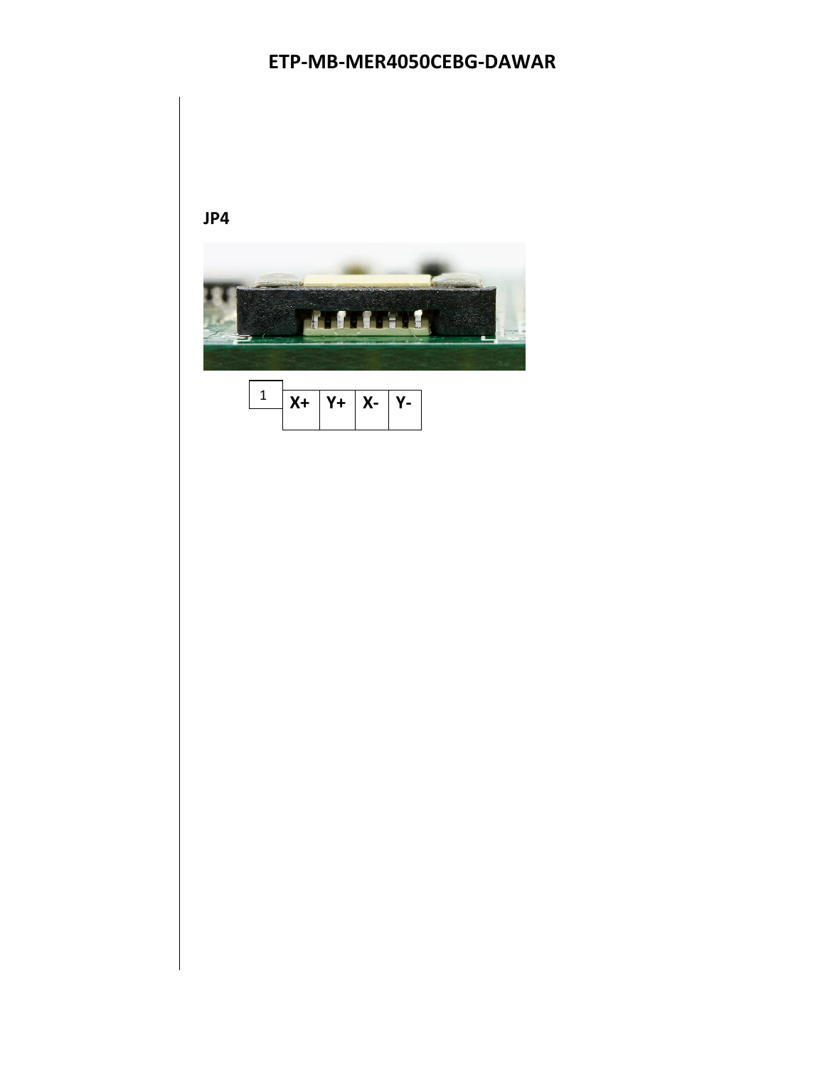**JP4**

| 1 | X+ | Y+ | X- | Y- |
|---|---|---|---|---|